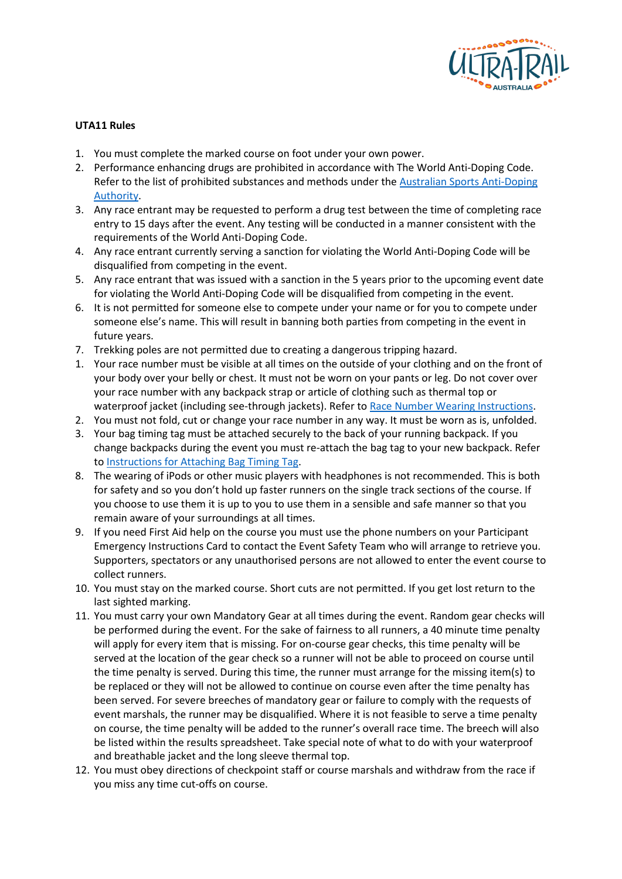**UTA11 Rules**

1. You must complete the marked course on foot under your own power.
2. Performance enhancing drugs are prohibited in accordance with The World Anti-Doping Code. Refer to the list of prohibited substances and methods under the Australian Sports Anti-Doping Authority.
3. Any race entrant may be requested to perform a drug test between the time of completing race entry to 15 days after the event. Any testing will be conducted in a manner consistent with the requirements of the World Anti-Doping Code.
4. Any race entrant currently serving a sanction for violating the World Anti-Doping Code will be disqualified from competing in the event.
5. Any race entrant that was issued with a sanction in the 5 years prior to the upcoming event date for violating the World Anti-Doping Code will be disqualified from competing in the event.
6. It is not permitted for someone else to compete under your name or for you to compete under someone else's name. This will result in banning both parties from competing in the event in future years.
7. Trekking poles are not permitted due to creating a dangerous tripping hazard.
1. Your race number must be visible at all times on the outside of your clothing and on the front of your body over your belly or chest. It must not be worn on your pants or leg. Do not cover over your race number with any backpack strap or article of clothing such as thermal top or waterproof jacket (including see-through jackets). Refer to Race Number Wearing Instructions.
2. You must not fold, cut or change your race number in any way. It must be worn as is, unfolded.
3. Your bag timing tag must be attached securely to the back of your running backpack. If you change backpacks during the event you must re-attach the bag tag to your new backpack. Refer to Instructions for Attaching Bag Timing Tag.
8. The wearing of iPods or other music players with headphones is not recommended. This is both for safety and so you don't hold up faster runners on the single track sections of the course. If you choose to use them it is up to you to use them in a sensible and safe manner so that you remain aware of your surroundings at all times.
9. If you need First Aid help on the course you must use the phone numbers on your Participant Emergency Instructions Card to contact the Event Safety Team who will arrange to retrieve you. Supporters, spectators or any unauthorised persons are not allowed to enter the event course to collect runners.
10. You must stay on the marked course. Short cuts are not permitted. If you get lost return to the last sighted marking.
11. You must carry your own Mandatory Gear at all times during the event. Random gear checks will be performed during the event. For the sake of fairness to all runners, a 40 minute time penalty will apply for every item that is missing. For on-course gear checks, this time penalty will be served at the location of the gear check so a runner will not be able to proceed on course until the time penalty is served. During this time, the runner must arrange for the missing item(s) to be replaced or they will not be allowed to continue on course even after the time penalty has been served. For severe breeches of mandatory gear or failure to comply with the requests of event marshals, the runner may be disqualified. Where it is not feasible to serve a time penalty on course, the time penalty will be added to the runner's overall race time. The breech will also be listed within the results spreadsheet. Take special note of what to do with your waterproof and breathable jacket and the long sleeve thermal top.
12. You must obey directions of checkpoint staff or course marshals and withdraw from the race if you miss any time cut-offs on course.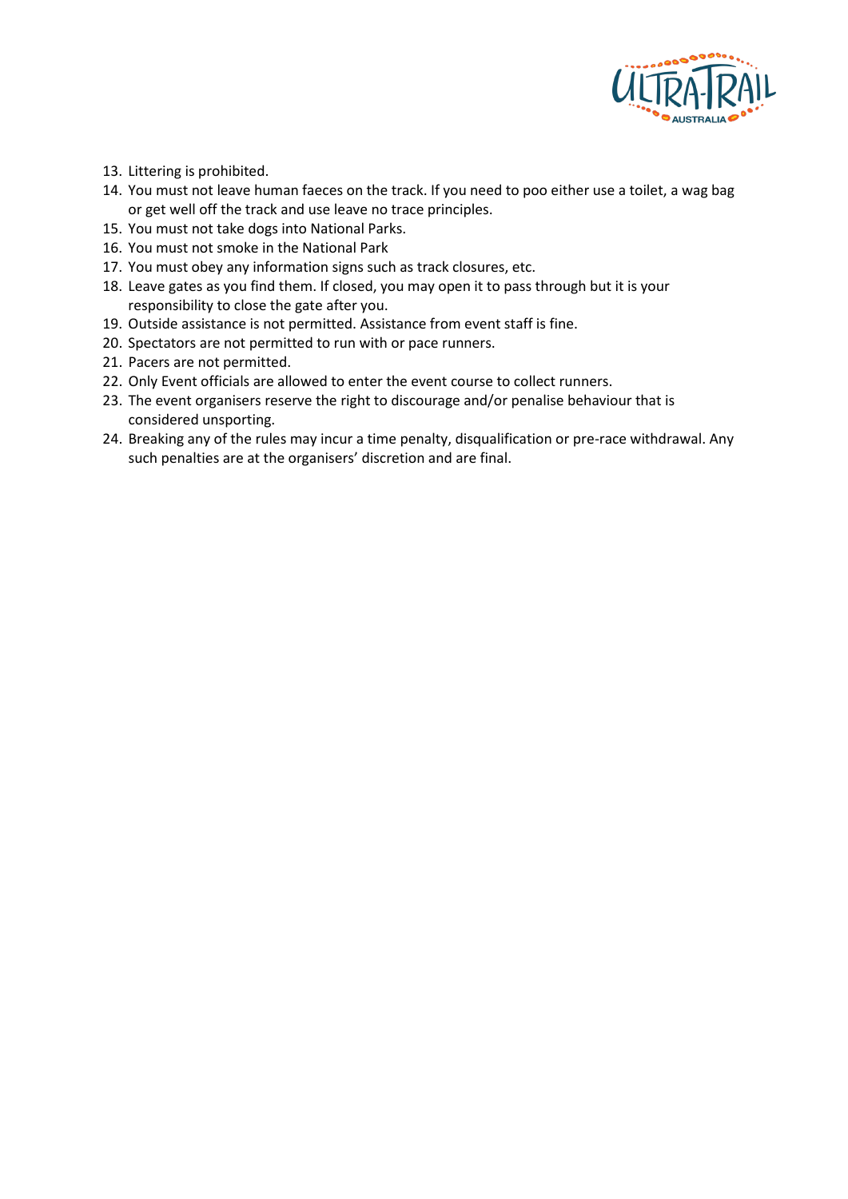13. Littering is prohibited.
14. You must not leave human faeces on the track. If you need to poo either use a toilet, a wag bag or get well off the track and use leave no trace principles.
15. You must not take dogs into National Parks.
16. You must not smoke in the National Park
17. You must obey any information signs such as track closures, etc.
18. Leave gates as you find them. If closed, you may open it to pass through but it is your responsibility to close the gate after you.
19. Outside assistance is not permitted. Assistance from event staff is fine.
20. Spectators are not permitted to run with or pace runners.
21. Pacers are not permitted.
22. Only Event officials are allowed to enter the event course to collect runners.
23. The event organisers reserve the right to discourage and/or penalise behaviour that is considered unsporting.
24. Breaking any of the rules may incur a time penalty, disqualification or pre-race withdrawal. Any such penalties are at the organisers' discretion and are final.